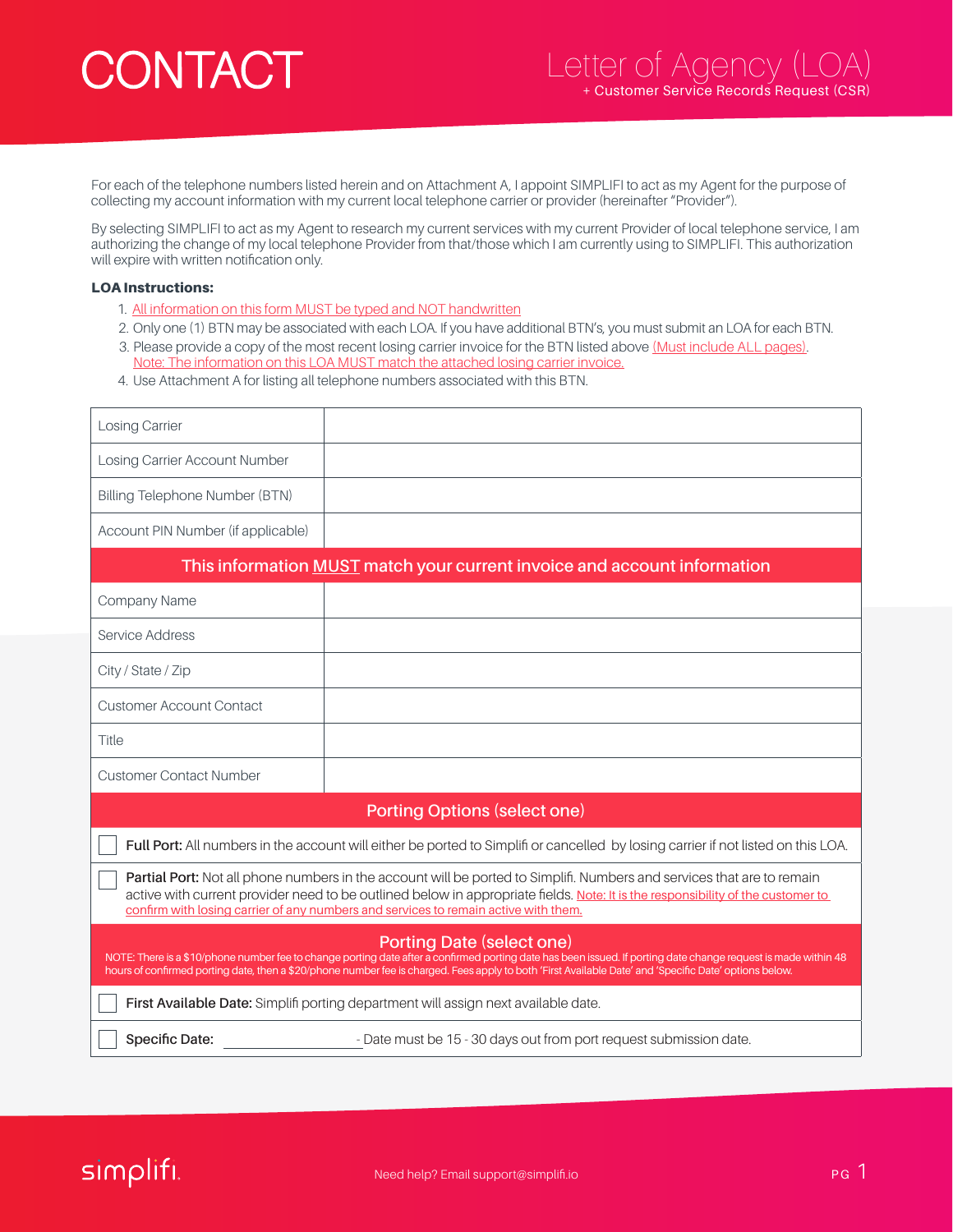# CONTACT

## Letter of Agency (LOA)
+ Customer Service Records Request (CSR)

For each of the telephone numbers listed herein and on Attachment A, I appoint SIMPLIFI to act as my Agent for the purpose of collecting my account information with my current local telephone carrier or provider (hereinafter "Provider").

By selecting SIMPLIFI to act as my Agent to research my current services with my current Provider of local telephone service, I am authorizing the change of my local telephone Provider from that/those which I am currently using to SIMPLIFI. This authorization will expire with written notification only.

**LOA Instructions:**

1. All information on this form MUST be typed and NOT handwritten
2. Only one (1) BTN may be associated with each LOA. If you have additional BTN's, you must submit an LOA for each BTN.
3. Please provide a copy of the most recent losing carrier invoice for the BTN listed above (Must include ALL pages). Note: The information on this LOA MUST match the attached losing carrier invoice.
4. Use Attachment A for listing all telephone numbers associated with this BTN.

| | |
|---|---|
| Losing Carrier | |
| Losing Carrier Account Number | |
| Billing Telephone Number (BTN) | |
| Account PIN Number (if applicable) | |
| **This information MUST match your current invoice and account information** | |
| Company Name | |
| Service Address | |
| City / State / Zip | |
| Customer Account Contact | |
| Title | |
| Customer Contact Number | |

**Porting Options (select one)**

☐ **Full Port:** All numbers in the account will either be ported to Simplifi or cancelled by losing carrier if not listed on this LOA.

☐ **Partial Port:** Not all phone numbers in the account will be ported to Simplifi. Numbers and services that are to remain active with current provider need to be outlined below in appropriate fields. Note: It is the responsibility of the customer to confirm with losing carrier of any numbers and services to remain active with them.

**Porting Date (select one)**

NOTE: There is a $10/phone number fee to change porting date after a confirmed porting date has been issued. If porting date change request is made within 48 hours of confirmed porting date, then a $20/phone number fee is charged. Fees apply to both 'First Available Date' and 'Specific Date' options below.

☐ **First Available Date:** Simplifi porting department will assign next available date.

☐ **Specific Date:** ____________________ - Date must be 15 - 30 days out from port request submission date.

Need help? Email support@simplifi.io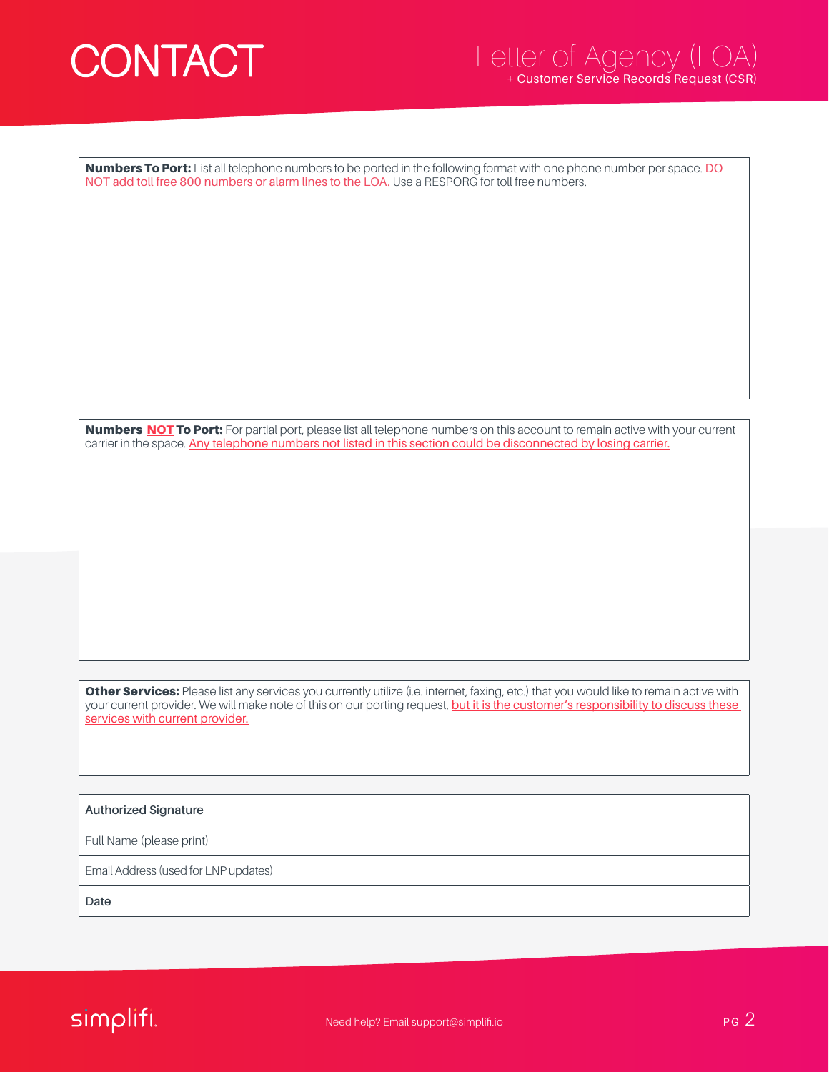# CONTACT

## Letter of Agency (LOA)

+ Customer Service Records Request (CSR)

**Numbers To Port:** List all telephone numbers to be ported in the following format with one phone number per space. DO NOT add toll free 800 numbers or alarm lines to the LOA. Use a RESPORG for toll free numbers.

**Numbers NOT To Port:** For partial port, please list all telephone numbers on this account to remain active with your current carrier in the space. Any telephone numbers not listed in this section could be disconnected by losing carrier.

**Other Services:** Please list any services you currently utilize (i.e. internet, faxing, etc.) that you would like to remain active with your current provider. We will make note of this on our porting request, but it is the customer's responsibility to discuss these services with current provider.

| | |
|---|---|
| Authorized Signature | |
| Full Name (please print) | |
| Email Address (used for LNP updates) | |
| Date | |

simplifi

Need help? Email support@simplifi.io